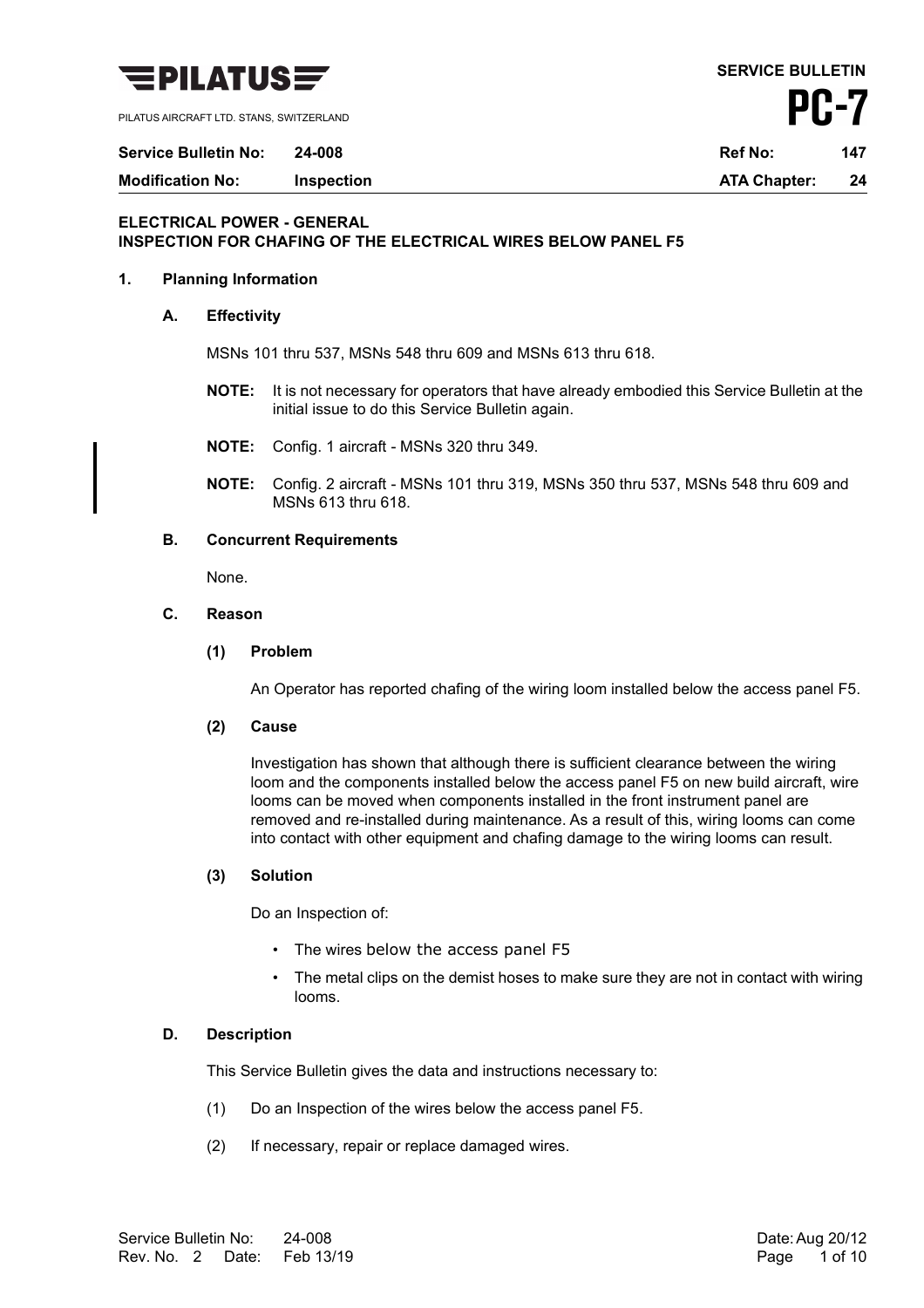**PILATUS**

PILATUS AIRCRAFT LTD. STANS, SWITZERLAND

**SERVICE BULLETIN**

# PC-7

| **Service Bulletin No:** | **24-008** | **Ref No:** | **147** |
|---|---|---|---|
| **Modification No:** | **Inspection** | **ATA Chapter:** | **24** |

**ELECTRICAL POWER - GENERAL**
**INSPECTION FOR CHAFING OF THE ELECTRICAL WIRES BELOW PANEL F5**

## 1. Planning Information

### A. Effectivity

MSNs 101 thru 537, MSNs 548 thru 609 and MSNs 613 thru 618.

**NOTE:** It is not necessary for operators that have already embodied this Service Bulletin at the initial issue to do this Service Bulletin again.

**NOTE:** Config. 1 aircraft - MSNs 320 thru 349.

**NOTE:** Config. 2 aircraft - MSNs 101 thru 319, MSNs 350 thru 537, MSNs 548 thru 609 and MSNs 613 thru 618.

### B. Concurrent Requirements

None.

### C. Reason

**(1) Problem**

An Operator has reported chafing of the wiring loom installed below the access panel F5.

**(2) Cause**

Investigation has shown that although there is sufficient clearance between the wiring loom and the components installed below the access panel F5 on new build aircraft, wire looms can be moved when components installed in the front instrument panel are removed and re-installed during maintenance. As a result of this, wiring looms can come into contact with other equipment and chafing damage to the wiring looms can result.

**(3) Solution**

Do an Inspection of:

- The wires below the access panel F5
- The metal clips on the demist hoses to make sure they are not in contact with wiring looms.

### D. Description

This Service Bulletin gives the data and instructions necessary to:

(1) Do an Inspection of the wires below the access panel F5.

(2) If necessary, repair or replace damaged wires.

Service Bulletin No: 24-008
Rev. No. 2 Date: Feb 13/19
Date: Aug 20/12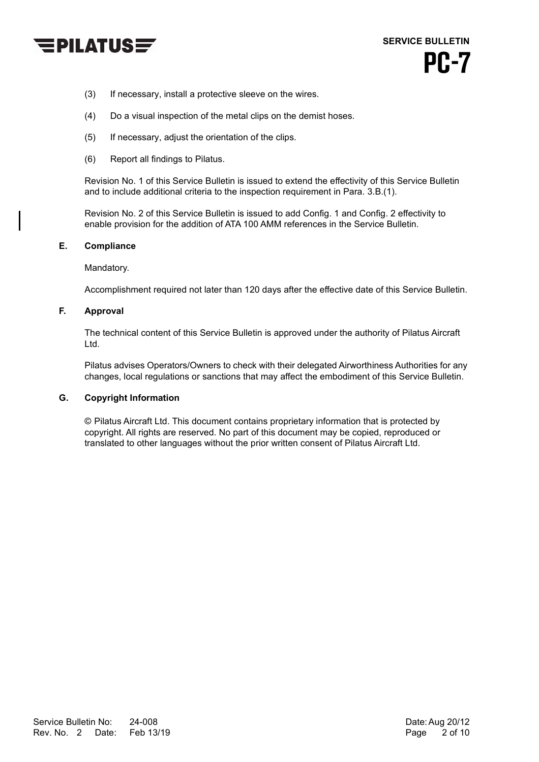(3) If necessary, install a protective sleeve on the wires.

(4) Do a visual inspection of the metal clips on the demist hoses.

(5) If necessary, adjust the orientation of the clips.

(6) Report all findings to Pilatus.

Revision No. 1 of this Service Bulletin is issued to extend the effectivity of this Service Bulletin and to include additional criteria to the inspection requirement in Para. 3.B.(1).

Revision No. 2 of this Service Bulletin is issued to add Config. 1 and Config. 2 effectivity to enable provision for the addition of ATA 100 AMM references in the Service Bulletin.

### E. Compliance

Mandatory.

Accomplishment required not later than 120 days after the effective date of this Service Bulletin.

### F. Approval

The technical content of this Service Bulletin is approved under the authority of Pilatus Aircraft Ltd.

Pilatus advises Operators/Owners to check with their delegated Airworthiness Authorities for any changes, local regulations or sanctions that may affect the embodiment of this Service Bulletin.

### G. Copyright Information

© Pilatus Aircraft Ltd. This document contains proprietary information that is protected by copyright. All rights are reserved. No part of this document may be copied, reproduced or translated to other languages without the prior written consent of Pilatus Aircraft Ltd.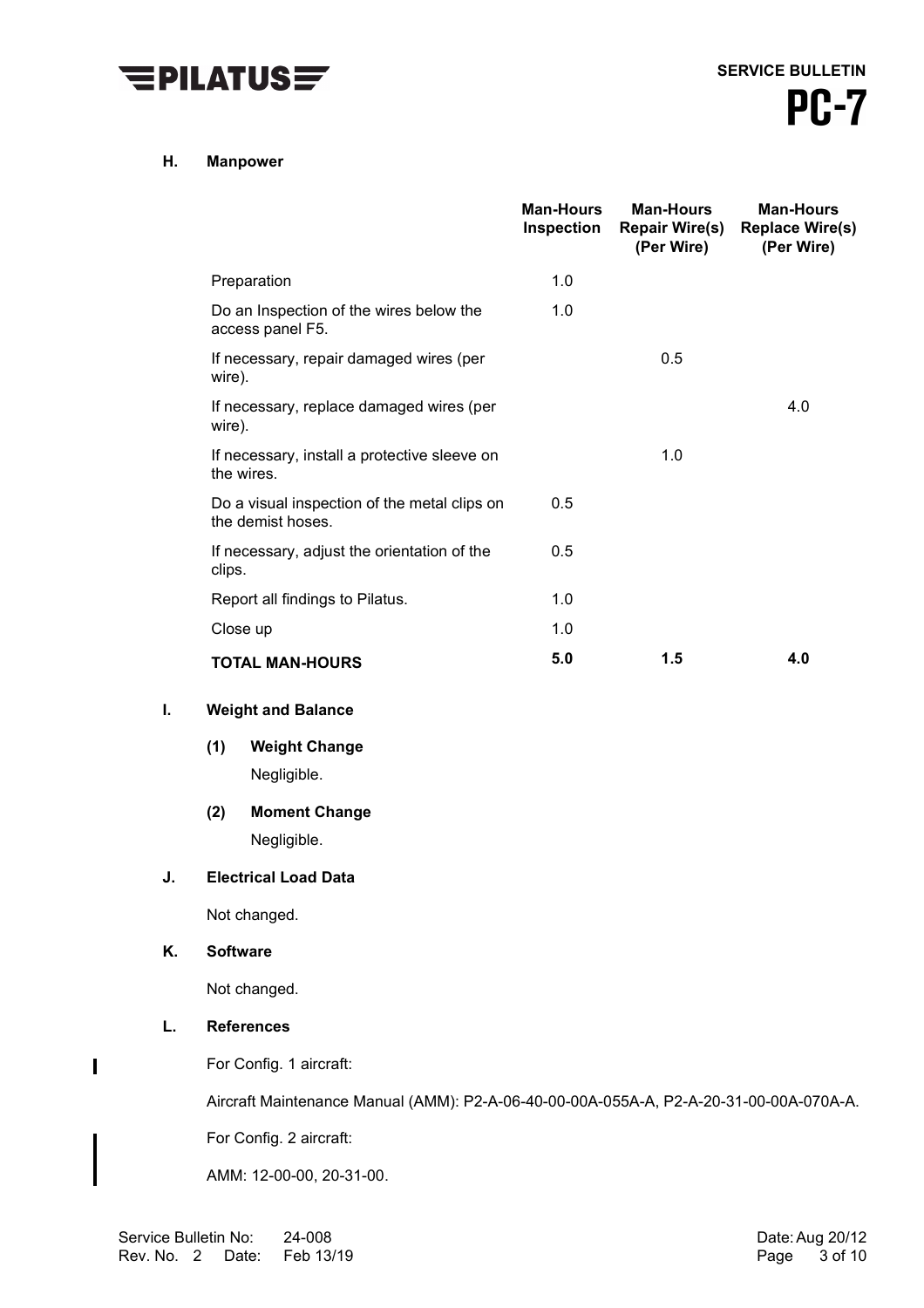### H. Manpower

| | Man-Hours Inspection | Man-Hours Repair Wire(s) (Per Wire) | Man-Hours Replace Wire(s) (Per Wire) |
|---|---|---|---|
| Preparation | 1.0 | | |
| Do an Inspection of the wires below the access panel F5. | 1.0 | | |
| If necessary, repair damaged wires (per wire). | | 0.5 | |
| If necessary, replace damaged wires (per wire). | | | 4.0 |
| If necessary, install a protective sleeve on the wires. | | 1.0 | |
| Do a visual inspection of the metal clips on the demist hoses. | 0.5 | | |
| If necessary, adjust the orientation of the clips. | 0.5 | | |
| Report all findings to Pilatus. | 1.0 | | |
| Close up | 1.0 | | |
| **TOTAL MAN-HOURS** | **5.0** | **1.5** | **4.0** |

### I. Weight and Balance

**(1) Weight Change**

Negligible.

**(2) Moment Change**

Negligible.

### J. Electrical Load Data

Not changed.

### K. Software

Not changed.

### L. References

For Config. 1 aircraft:

Aircraft Maintenance Manual (AMM): P2-A-06-40-00-00A-055A-A, P2-A-20-31-00-00A-070A-A.

For Config. 2 aircraft:

AMM: 12-00-00, 20-31-00.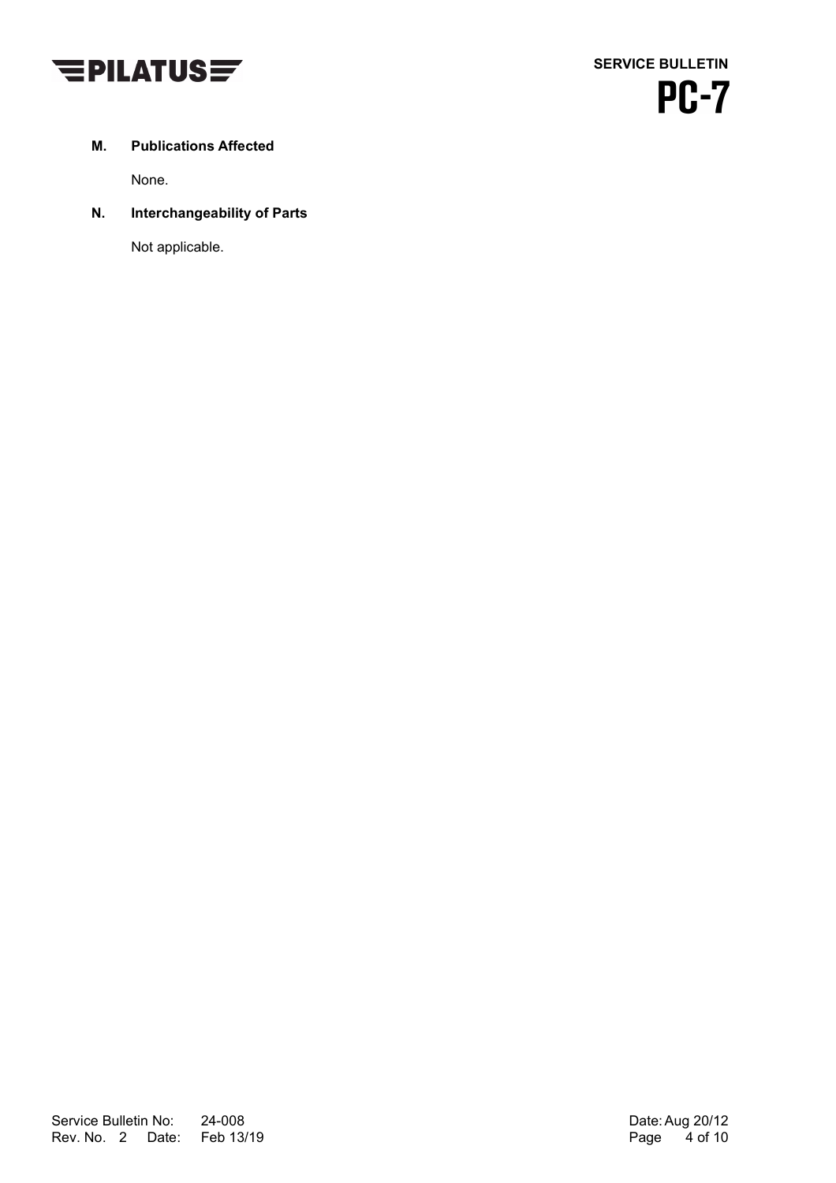**M. Publications Affected**

None.

**N. Interchangeability of Parts**

Not applicable.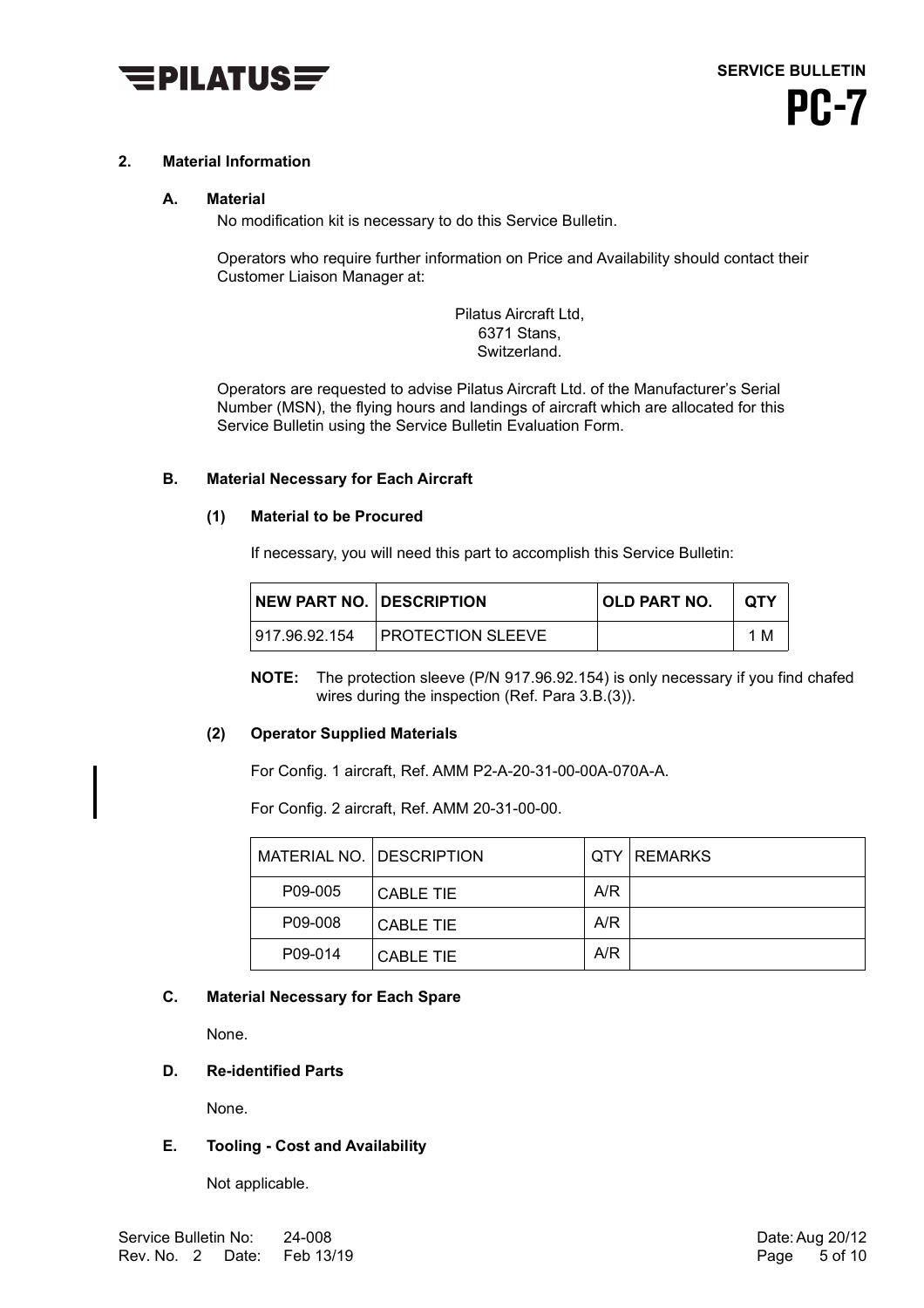## 2. Material Information

### A. Material

No modification kit is necessary to do this Service Bulletin.

Operators who require further information on Price and Availability should contact their Customer Liaison Manager at:

Pilatus Aircraft Ltd,
6371 Stans,
Switzerland.

Operators are requested to advise Pilatus Aircraft Ltd. of the Manufacturer's Serial Number (MSN), the flying hours and landings of aircraft which are allocated for this Service Bulletin using the Service Bulletin Evaluation Form.

### B. Material Necessary for Each Aircraft

#### (1) Material to be Procured

If necessary, you will need this part to accomplish this Service Bulletin:

| NEW PART NO. | DESCRIPTION | OLD PART NO. | QTY |
|---|---|---|---|
| 917.96.92.154 | PROTECTION SLEEVE | | 1 M |

**NOTE:** The protection sleeve (P/N 917.96.92.154) is only necessary if you find chafed wires during the inspection (Ref. Para 3.B.(3)).

#### (2) Operator Supplied Materials

For Config. 1 aircraft, Ref. AMM P2-A-20-31-00-00A-070A-A.

For Config. 2 aircraft, Ref. AMM 20-31-00-00.

| MATERIAL NO. | DESCRIPTION | QTY | REMARKS |
|---|---|---|---|
| P09-005 | CABLE TIE | A/R | |
| P09-008 | CABLE TIE | A/R | |
| P09-014 | CABLE TIE | A/R | |

### C. Material Necessary for Each Spare

None.

### D. Re-identified Parts

None.

### E. Tooling - Cost and Availability

Not applicable.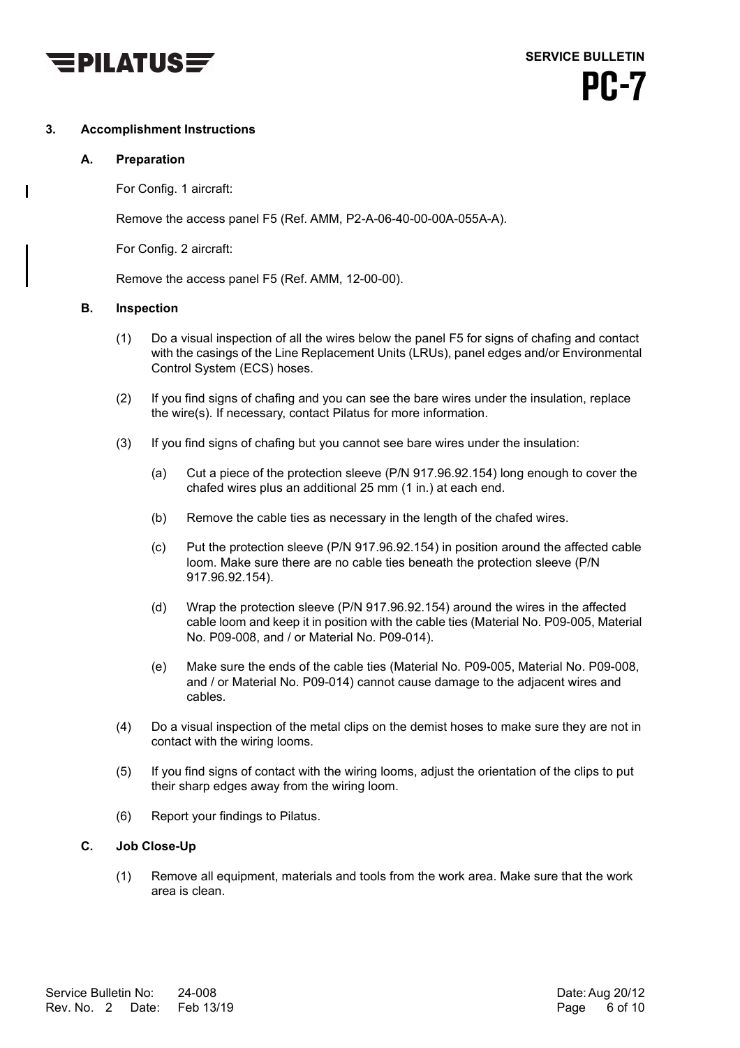## 3. Accomplishment Instructions

### A. Preparation

For Config. 1 aircraft:

Remove the access panel F5 (Ref. AMM, P2-A-06-40-00-00A-055A-A).

For Config. 2 aircraft:

Remove the access panel F5 (Ref. AMM, 12-00-00).

### B. Inspection

(1) Do a visual inspection of all the wires below the panel F5 for signs of chafing and contact with the casings of the Line Replacement Units (LRUs), panel edges and/or Environmental Control System (ECS) hoses.

(2) If you find signs of chafing and you can see the bare wires under the insulation, replace the wire(s). If necessary, contact Pilatus for more information.

(3) If you find signs of chafing but you cannot see bare wires under the insulation:

  (a) Cut a piece of the protection sleeve (P/N 917.96.92.154) long enough to cover the chafed wires plus an additional 25 mm (1 in.) at each end.

  (b) Remove the cable ties as necessary in the length of the chafed wires.

  (c) Put the protection sleeve (P/N 917.96.92.154) in position around the affected cable loom. Make sure there are no cable ties beneath the protection sleeve (P/N 917.96.92.154).

  (d) Wrap the protection sleeve (P/N 917.96.92.154) around the wires in the affected cable loom and keep it in position with the cable ties (Material No. P09-005, Material No. P09-008, and / or Material No. P09-014).

  (e) Make sure the ends of the cable ties (Material No. P09-005, Material No. P09-008, and / or Material No. P09-014) cannot cause damage to the adjacent wires and cables.

(4) Do a visual inspection of the metal clips on the demist hoses to make sure they are not in contact with the wiring looms.

(5) If you find signs of contact with the wiring looms, adjust the orientation of the clips to put their sharp edges away from the wiring loom.

(6) Report your findings to Pilatus.

### C. Job Close-Up

(1) Remove all equipment, materials and tools from the work area. Make sure that the work area is clean.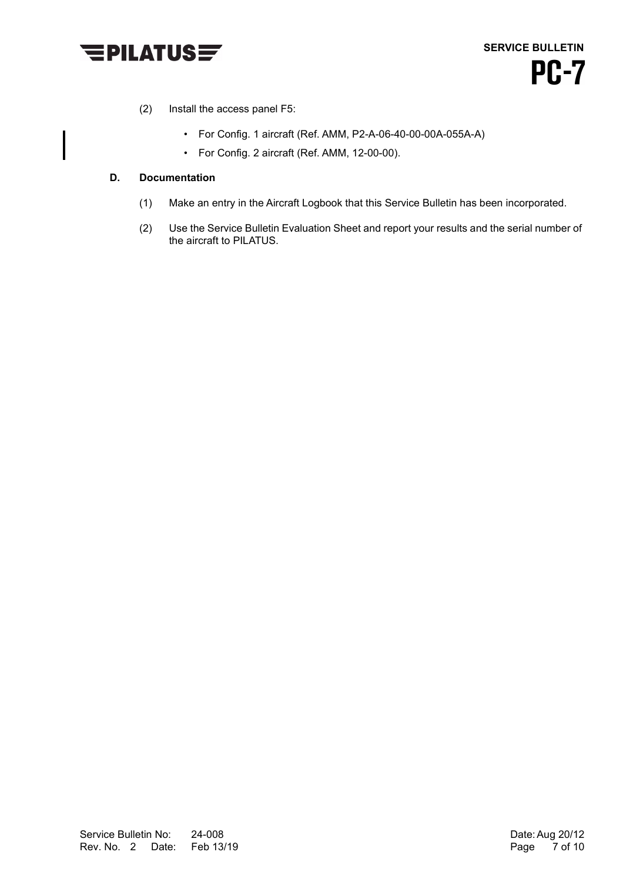(2) Install the access panel F5:

- For Config. 1 aircraft (Ref. AMM, P2-A-06-40-00-00A-055A-A)
- For Config. 2 aircraft (Ref. AMM, 12-00-00).

**D. Documentation**

(1) Make an entry in the Aircraft Logbook that this Service Bulletin has been incorporated.

(2) Use the Service Bulletin Evaluation Sheet and report your results and the serial number of the aircraft to PILATUS.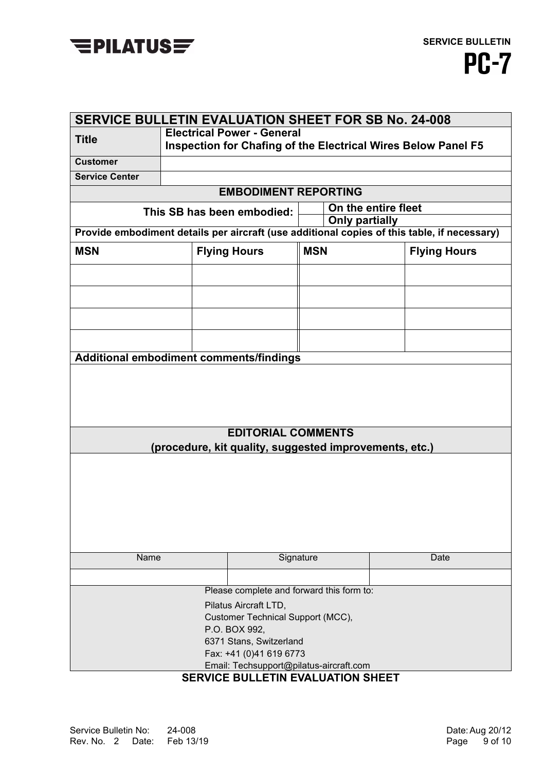## SERVICE BULLETIN EVALUATION SHEET FOR SB No. 24-008

| | |
|---|---|
| **Title** | **Electrical Power - General**<br>**Inspection for Chafing of the Electrical Wires Below Panel F5** |
| **Customer** | |
| **Service Center** | |

### EMBODIMENT REPORTING

| | | |
|---|---|---|
| **This SB has been embodied:** | | **On the entire fleet** |
| | | **Only partially** |

**Provide embodiment details per aircraft (use additional copies of this table, if necessary)**

| **MSN** | **Flying Hours** | **MSN** | **Flying Hours** |
|---|---|---|---|
| | | | |
| | | | |
| | | | |
| | | | |

**Additional embodiment comments/findings**

### EDITORIAL COMMENTS
**(procedure, kit quality, suggested improvements, etc.)**

| Name | Signature | Date |
|---|---|---|
| | | |

Please complete and forward this form to:

Pilatus Aircraft LTD,
Customer Technical Support (MCC),
P.O. BOX 992,
6371 Stans, Switzerland
Fax: +41 (0)41 619 6773
Email: Techsupport@pilatus-aircraft.com

**SERVICE BULLETIN EVALUATION SHEET**